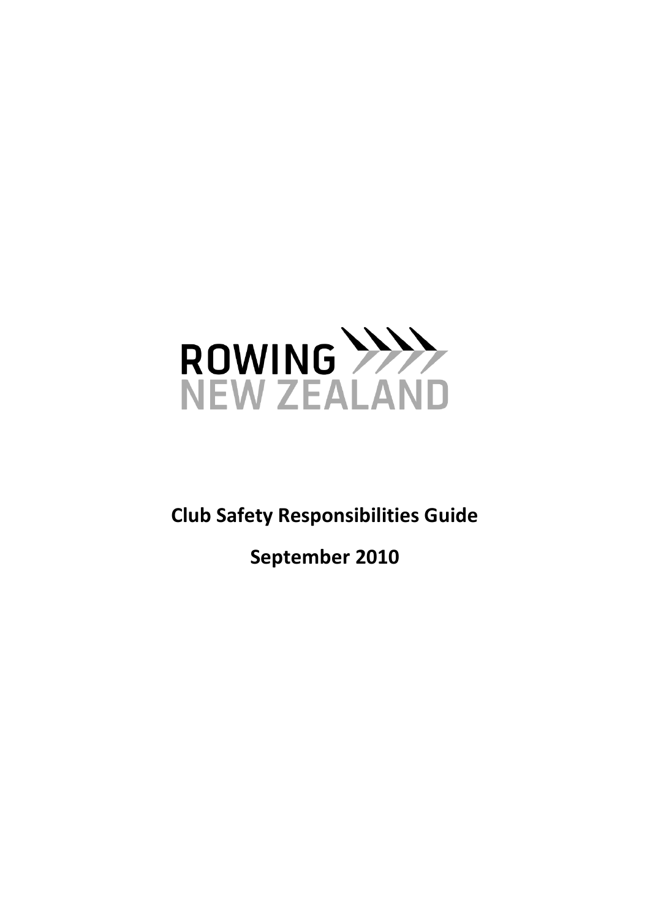ROWING NEW ZEALAND

# Club Safety Responsibilities Guide

## September 2010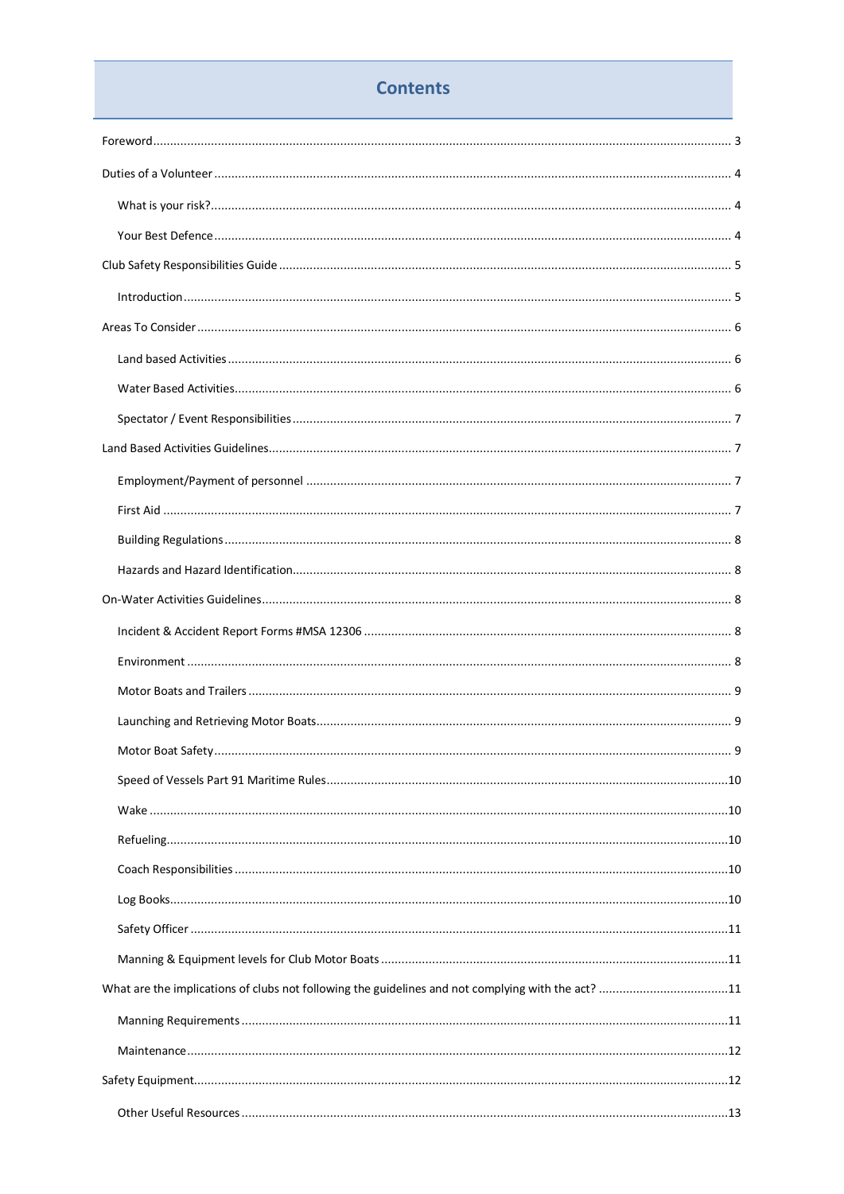# Contents

Foreword ........ 3

Duties of a Volunteer ........ 4

- What is your risk? ........ 4
- Your Best Defence ........ 4

Club Safety Responsibilities Guide ........ 5

- Introduction ........ 5

Areas To Consider ........ 6

- Land based Activities ........ 6
- Water Based Activities ........ 6
- Spectator / Event Responsibilities ........ 7

Land Based Activities Guidelines ........ 7

- Employment/Payment of personnel ........ 7
- First Aid ........ 7
- Building Regulations ........ 8
- Hazards and Hazard Identification ........ 8

On-Water Activities Guidelines ........ 8

- Incident & Accident Report Forms #MSA 12306 ........ 8
- Environment ........ 8
- Motor Boats and Trailers ........ 9
- Launching and Retrieving Motor Boats ........ 9
- Motor Boat Safety ........ 9
- Speed of Vessels Part 91 Maritime Rules ........ 10
- Wake ........ 10
- Refueling ........ 10
- Coach Responsibilities ........ 10
- Log Books ........ 10
- Safety Officer ........ 11
- Manning & Equipment levels for Club Motor Boats ........ 11

What are the implications of clubs not following the guidelines and not complying with the act? ........ 11

- Manning Requirements ........ 11
- Maintenance ........ 12

Safety Equipment ........ 12

- Other Useful Resources ........ 13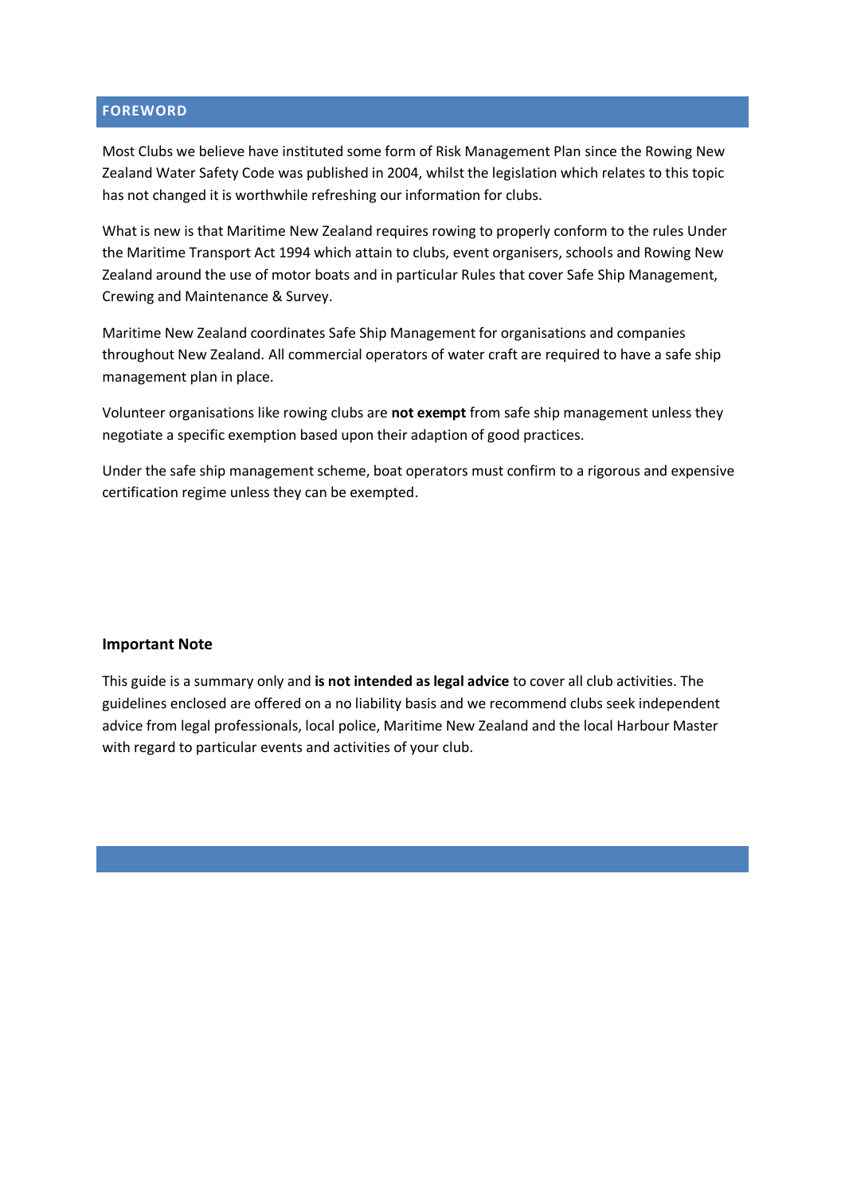## FOREWORD

Most Clubs we believe have instituted some form of Risk Management Plan since the Rowing New Zealand Water Safety Code was published in 2004, whilst the legislation which relates to this topic has not changed it is worthwhile refreshing our information for clubs.

What is new is that Maritime New Zealand requires rowing to properly conform to the rules Under the Maritime Transport Act 1994 which attain to clubs, event organisers, schools and Rowing New Zealand around the use of motor boats and in particular Rules that cover Safe Ship Management, Crewing and Maintenance & Survey.

Maritime New Zealand coordinates Safe Ship Management for organisations and companies throughout New Zealand. All commercial operators of water craft are required to have a safe ship management plan in place.

Volunteer organisations like rowing clubs are **not exempt** from safe ship management unless they negotiate a specific exemption based upon their adaption of good practices.

Under the safe ship management scheme, boat operators must confirm to a rigorous and expensive certification regime unless they can be exempted.

**Important Note**

This guide is a summary only and **is not intended as legal advice** to cover all club activities. The guidelines enclosed are offered on a no liability basis and we recommend clubs seek independent advice from legal professionals, local police, Maritime New Zealand and the local Harbour Master with regard to particular events and activities of your club.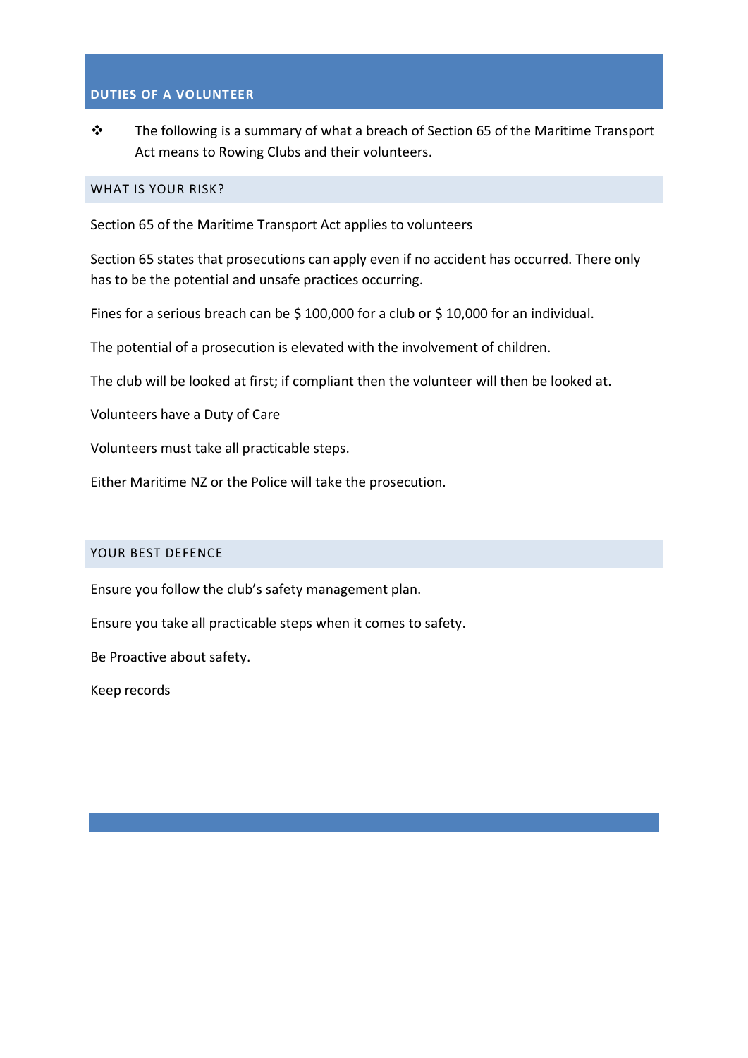## DUTIES OF A VOLUNTEER

- The following is a summary of what a breach of Section 65 of the Maritime Transport Act means to Rowing Clubs and their volunteers.

### WHAT IS YOUR RISK?

Section 65 of the Maritime Transport Act applies to volunteers

Section 65 states that prosecutions can apply even if no accident has occurred. There only has to be the potential and unsafe practices occurring.

Fines for a serious breach can be $ 100,000 for a club or $ 10,000 for an individual.

The potential of a prosecution is elevated with the involvement of children.

The club will be looked at first; if compliant then the volunteer will then be looked at.

Volunteers have a Duty of Care

Volunteers must take all practicable steps.

Either Maritime NZ or the Police will take the prosecution.

### YOUR BEST DEFENCE

Ensure you follow the club's safety management plan.

Ensure you take all practicable steps when it comes to safety.

Be Proactive about safety.

Keep records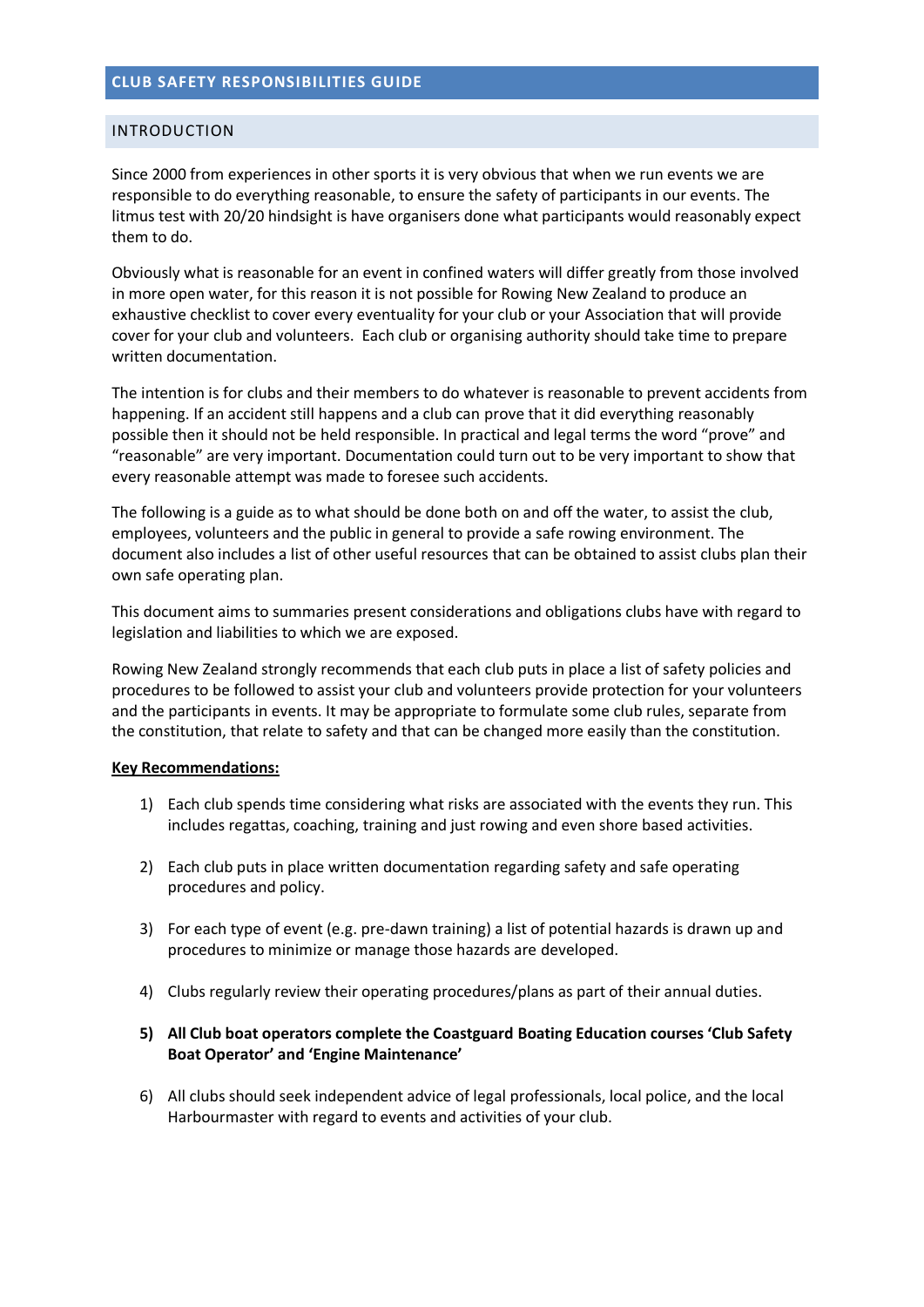# CLUB SAFETY RESPONSIBILITIES GUIDE

## INTRODUCTION

Since 2000 from experiences in other sports it is very obvious that when we run events we are responsible to do everything reasonable, to ensure the safety of participants in our events. The litmus test with 20/20 hindsight is have organisers done what participants would reasonably expect them to do.

Obviously what is reasonable for an event in confined waters will differ greatly from those involved in more open water, for this reason it is not possible for Rowing New Zealand to produce an exhaustive checklist to cover every eventuality for your club or your Association that will provide cover for your club and volunteers. Each club or organising authority should take time to prepare written documentation.

The intention is for clubs and their members to do whatever is reasonable to prevent accidents from happening. If an accident still happens and a club can prove that it did everything reasonably possible then it should not be held responsible. In practical and legal terms the word "prove" and "reasonable" are very important. Documentation could turn out to be very important to show that every reasonable attempt was made to foresee such accidents.

The following is a guide as to what should be done both on and off the water, to assist the club, employees, volunteers and the public in general to provide a safe rowing environment. The document also includes a list of other useful resources that can be obtained to assist clubs plan their own safe operating plan.

This document aims to summaries present considerations and obligations clubs have with regard to legislation and liabilities to which we are exposed.

Rowing New Zealand strongly recommends that each club puts in place a list of safety policies and procedures to be followed to assist your club and volunteers provide protection for your volunteers and the participants in events. It may be appropriate to formulate some club rules, separate from the constitution, that relate to safety and that can be changed more easily than the constitution.

**Key Recommendations:**

1) Each club spends time considering what risks are associated with the events they run. This includes regattas, coaching, training and just rowing and even shore based activities.

2) Each club puts in place written documentation regarding safety and safe operating procedures and policy.

3) For each type of event (e.g. pre-dawn training) a list of potential hazards is drawn up and procedures to minimize or manage those hazards are developed.

4) Clubs regularly review their operating procedures/plans as part of their annual duties.

5) **All Club boat operators complete the Coastguard Boating Education courses 'Club Safety Boat Operator' and 'Engine Maintenance'**

6) All clubs should seek independent advice of legal professionals, local police, and the local Harbourmaster with regard to events and activities of your club.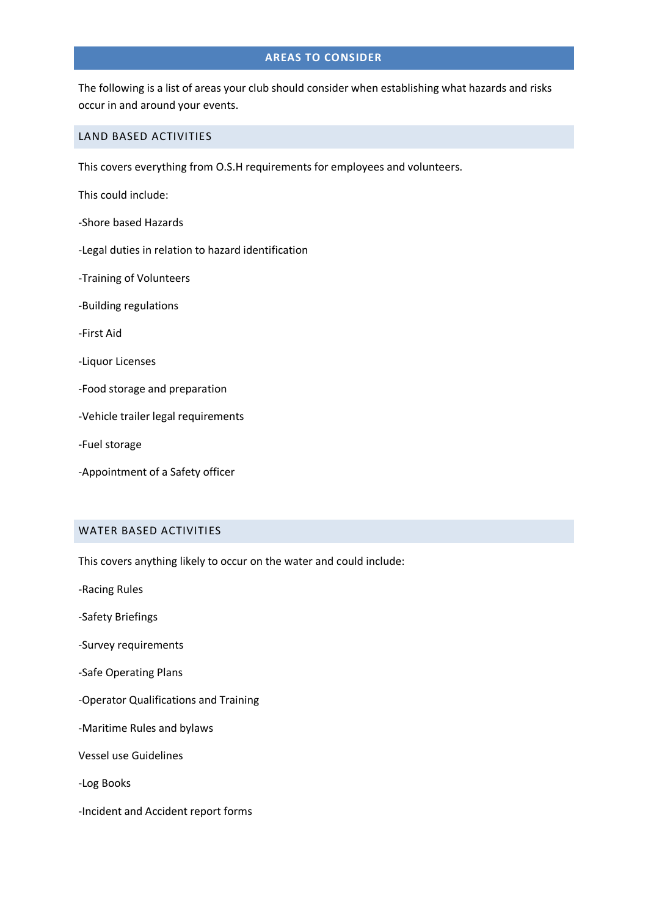## AREAS TO CONSIDER

The following is a list of areas your club should consider when establishing what hazards and risks occur in and around your events.

### LAND BASED ACTIVITIES

This covers everything from O.S.H requirements for employees and volunteers.

This could include:

-Shore based Hazards

-Legal duties in relation to hazard identification

-Training of Volunteers

-Building regulations

-First Aid

-Liquor Licenses

-Food storage and preparation

-Vehicle trailer legal requirements

-Fuel storage

-Appointment of a Safety officer

### WATER BASED ACTIVITIES

This covers anything likely to occur on the water and could include:

-Racing Rules

-Safety Briefings

-Survey requirements

-Safe Operating Plans

-Operator Qualifications and Training

-Maritime Rules and bylaws

Vessel use Guidelines

-Log Books

-Incident and Accident report forms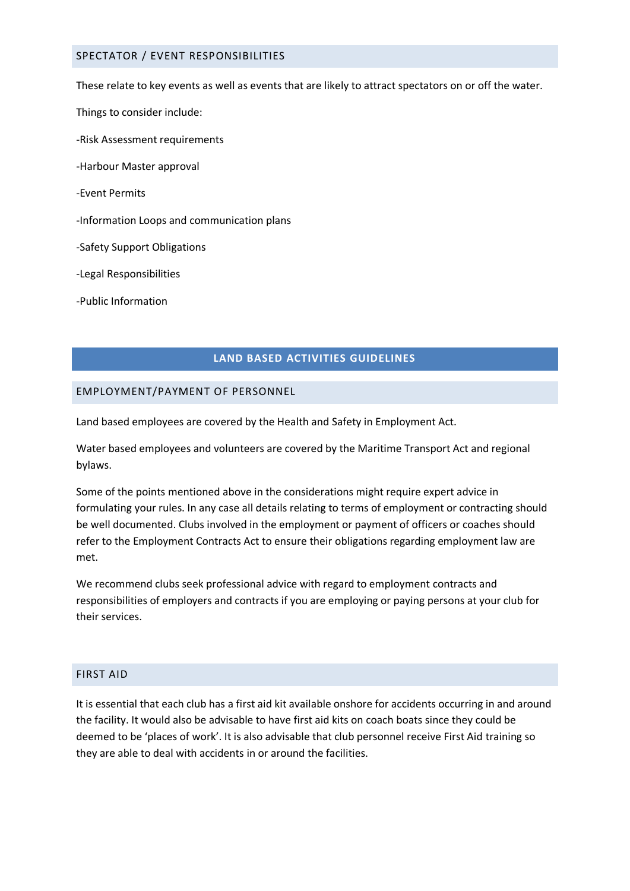### SPECTATOR / EVENT RESPONSIBILITIES

These relate to key events as well as events that are likely to attract spectators on or off the water.

Things to consider include:

-Risk Assessment requirements

-Harbour Master approval

-Event Permits

-Information Loops and communication plans

-Safety Support Obligations

-Legal Responsibilities

-Public Information

## LAND BASED ACTIVITIES GUIDELINES

### EMPLOYMENT/PAYMENT OF PERSONNEL

Land based employees are covered by the Health and Safety in Employment Act.

Water based employees and volunteers are covered by the Maritime Transport Act and regional bylaws.

Some of the points mentioned above in the considerations might require expert advice in formulating your rules. In any case all details relating to terms of employment or contracting should be well documented. Clubs involved in the employment or payment of officers or coaches should refer to the Employment Contracts Act to ensure their obligations regarding employment law are met.

We recommend clubs seek professional advice with regard to employment contracts and responsibilities of employers and contracts if you are employing or paying persons at your club for their services.

### FIRST AID

It is essential that each club has a first aid kit available onshore for accidents occurring in and around the facility. It would also be advisable to have first aid kits on coach boats since they could be deemed to be 'places of work'. It is also advisable that club personnel receive First Aid training so they are able to deal with accidents in or around the facilities.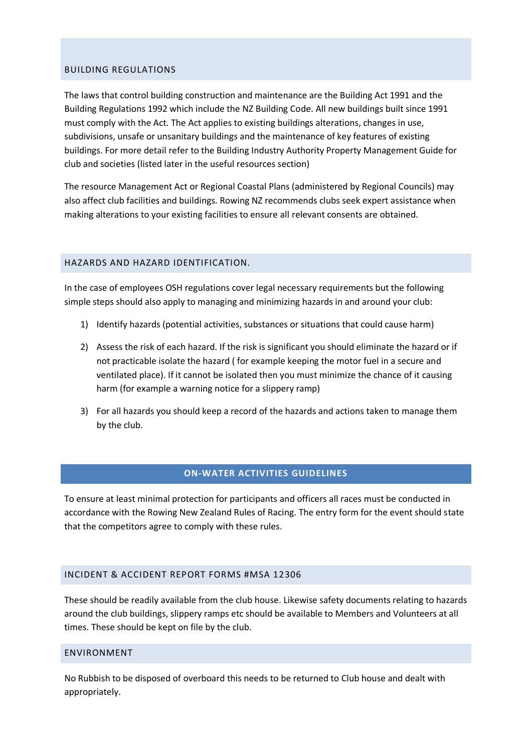## BUILDING REGULATIONS

The laws that control building construction and maintenance are the Building Act 1991 and the Building Regulations 1992 which include the NZ Building Code. All new buildings built since 1991 must comply with the Act. The Act applies to existing buildings alterations, changes in use, subdivisions, unsafe or unsanitary buildings and the maintenance of key features of existing buildings. For more detail refer to the Building Industry Authority Property Management Guide for club and societies (listed later in the useful resources section)

The resource Management Act or Regional Coastal Plans (administered by Regional Councils) may also affect club facilities and buildings. Rowing NZ recommends clubs seek expert assistance when making alterations to your existing facilities to ensure all relevant consents are obtained.

## HAZARDS AND HAZARD IDENTIFICATION.

In the case of employees OSH regulations cover legal necessary requirements but the following simple steps should also apply to managing and minimizing hazards in and around your club:

1) Identify hazards (potential activities, substances or situations that could cause harm)
2) Assess the risk of each hazard. If the risk is significant you should eliminate the hazard or if not practicable isolate the hazard ( for example keeping the motor fuel in a secure and ventilated place). If it cannot be isolated then you must minimize the chance of it causing harm (for example a warning notice for a slippery ramp)
3) For all hazards you should keep a record of the hazards and actions taken to manage them by the club.

# ON-WATER ACTIVITIES GUIDELINES

To ensure at least minimal protection for participants and officers all races must be conducted in accordance with the Rowing New Zealand Rules of Racing. The entry form for the event should state that the competitors agree to comply with these rules.

## INCIDENT & ACCIDENT REPORT FORMS #MSA 12306

These should be readily available from the club house. Likewise safety documents relating to hazards around the club buildings, slippery ramps etc should be available to Members and Volunteers at all times. These should be kept on file by the club.

## ENVIRONMENT

No Rubbish to be disposed of overboard this needs to be returned to Club house and dealt with appropriately.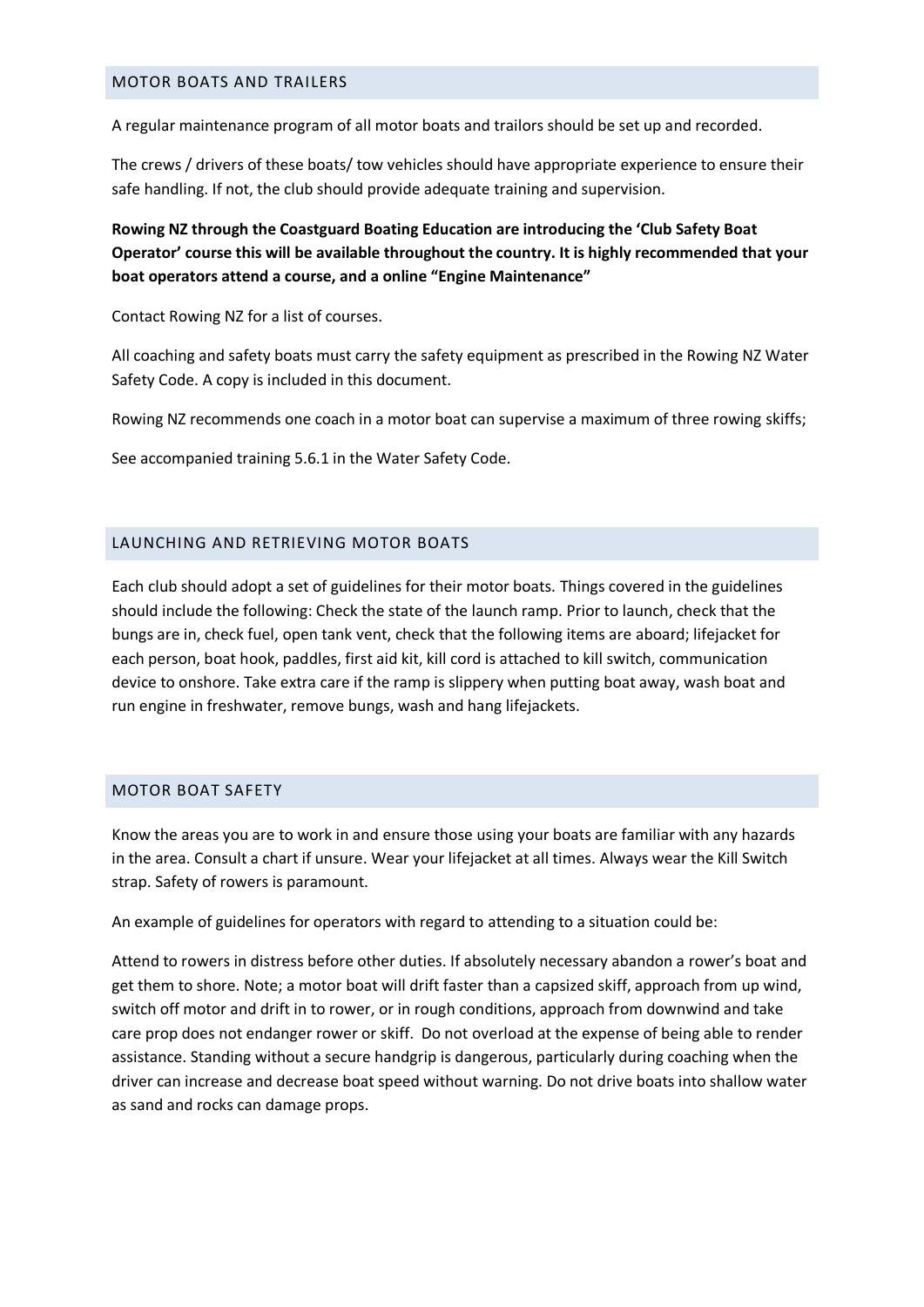## MOTOR BOATS AND TRAILERS

A regular maintenance program of all motor boats and trailors should be set up and recorded.

The crews / drivers of these boats/ tow vehicles should have appropriate experience to ensure their safe handling. If not, the club should provide adequate training and supervision.

**Rowing NZ through the Coastguard Boating Education are introducing the 'Club Safety Boat Operator' course this will be available throughout the country. It is highly recommended that your boat operators attend a course, and a online "Engine Maintenance"**

Contact Rowing NZ for a list of courses.

All coaching and safety boats must carry the safety equipment as prescribed in the Rowing NZ Water Safety Code. A copy is included in this document.

Rowing NZ recommends one coach in a motor boat can supervise a maximum of three rowing skiffs;

See accompanied training 5.6.1 in the Water Safety Code.

## LAUNCHING AND RETRIEVING MOTOR BOATS

Each club should adopt a set of guidelines for their motor boats. Things covered in the guidelines should include the following: Check the state of the launch ramp. Prior to launch, check that the bungs are in, check fuel, open tank vent, check that the following items are aboard; lifejacket for each person, boat hook, paddles, first aid kit, kill cord is attached to kill switch, communication device to onshore. Take extra care if the ramp is slippery when putting boat away, wash boat and run engine in freshwater, remove bungs, wash and hang lifejackets.

## MOTOR BOAT SAFETY

Know the areas you are to work in and ensure those using your boats are familiar with any hazards in the area. Consult a chart if unsure. Wear your lifejacket at all times. Always wear the Kill Switch strap. Safety of rowers is paramount.

An example of guidelines for operators with regard to attending to a situation could be:

Attend to rowers in distress before other duties. If absolutely necessary abandon a rower's boat and get them to shore. Note; a motor boat will drift faster than a capsized skiff, approach from up wind, switch off motor and drift in to rower, or in rough conditions, approach from downwind and take care prop does not endanger rower or skiff. Do not overload at the expense of being able to render assistance. Standing without a secure handgrip is dangerous, particularly during coaching when the driver can increase and decrease boat speed without warning. Do not drive boats into shallow water as sand and rocks can damage props.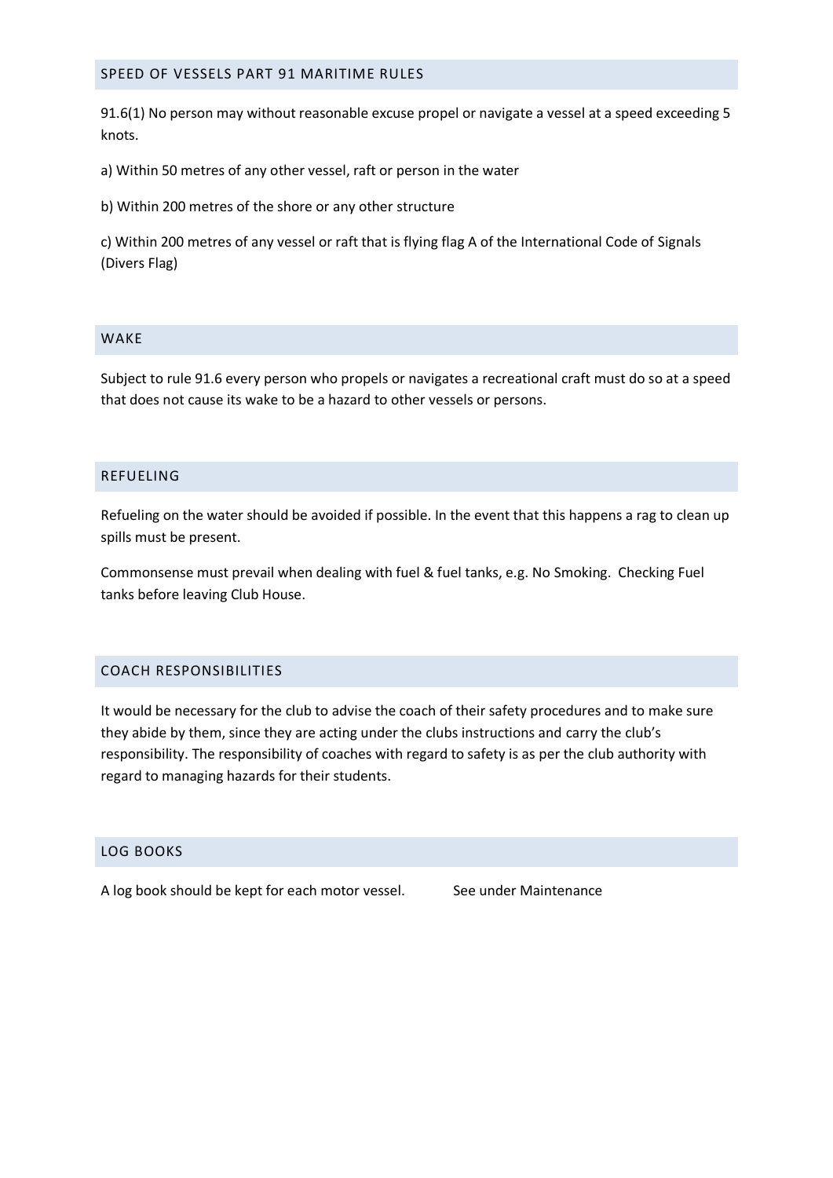## SPEED OF VESSELS PART 91 MARITIME RULES

91.6(1) No person may without reasonable excuse propel or navigate a vessel at a speed exceeding 5 knots.

a) Within 50 metres of any other vessel, raft or person in the water

b) Within 200 metres of the shore or any other structure

c) Within 200 metres of any vessel or raft that is flying flag A of the International Code of Signals (Divers Flag)

## WAKE

Subject to rule 91.6 every person who propels or navigates a recreational craft must do so at a speed that does not cause its wake to be a hazard to other vessels or persons.

## REFUELING

Refueling on the water should be avoided if possible. In the event that this happens a rag to clean up spills must be present.

Commonsense must prevail when dealing with fuel & fuel tanks, e.g. No Smoking. Checking Fuel tanks before leaving Club House.

## COACH RESPONSIBILITIES

It would be necessary for the club to advise the coach of their safety procedures and to make sure they abide by them, since they are acting under the clubs instructions and carry the club's responsibility. The responsibility of coaches with regard to safety is as per the club authority with regard to managing hazards for their students.

## LOG BOOKS

A log book should be kept for each motor vessel. See under Maintenance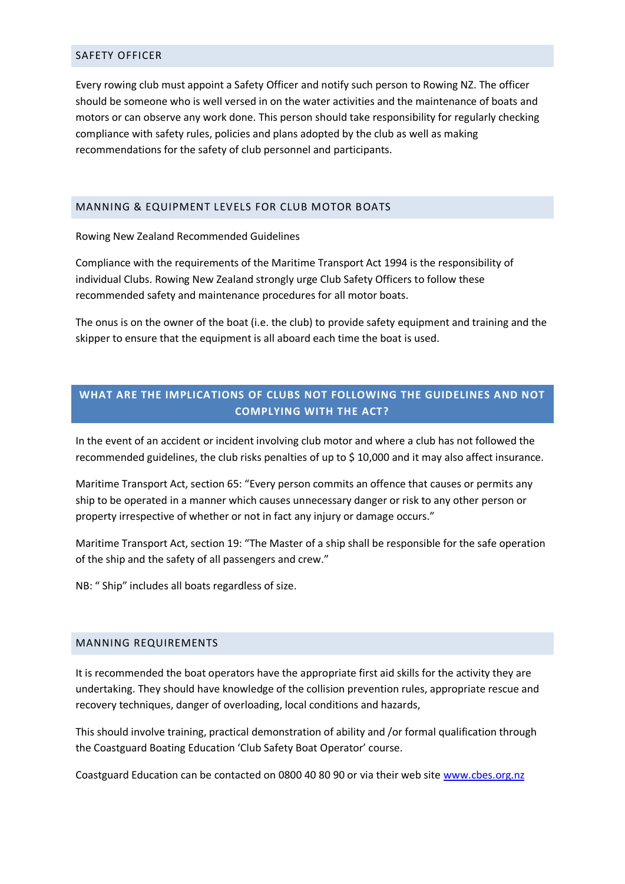## SAFETY OFFICER

Every rowing club must appoint a Safety Officer and notify such person to Rowing NZ. The officer should be someone who is well versed in on the water activities and the maintenance of boats and motors or can observe any work done. This person should take responsibility for regularly checking compliance with safety rules, policies and plans adopted by the club as well as making recommendations for the safety of club personnel and participants.

## MANNING & EQUIPMENT LEVELS FOR CLUB MOTOR BOATS

Rowing New Zealand Recommended Guidelines

Compliance with the requirements of the Maritime Transport Act 1994 is the responsibility of individual Clubs. Rowing New Zealand strongly urge Club Safety Officers to follow these recommended safety and maintenance procedures for all motor boats.

The onus is on the owner of the boat (i.e. the club) to provide safety equipment and training and the skipper to ensure that the equipment is all aboard each time the boat is used.

## WHAT ARE THE IMPLICATIONS OF CLUBS NOT FOLLOWING THE GUIDELINES AND NOT COMPLYING WITH THE ACT?

In the event of an accident or incident involving club motor and where a club has not followed the recommended guidelines, the club risks penalties of up to $ 10,000 and it may also affect insurance.

Maritime Transport Act, section 65: "Every person commits an offence that causes or permits any ship to be operated in a manner which causes unnecessary danger or risk to any other person or property irrespective of whether or not in fact any injury or damage occurs."

Maritime Transport Act, section 19: "The Master of a ship shall be responsible for the safe operation of the ship and the safety of all passengers and crew."

NB: " Ship" includes all boats regardless of size.

## MANNING REQUIREMENTS

It is recommended the boat operators have the appropriate first aid skills for the activity they are undertaking. They should have knowledge of the collision prevention rules, appropriate rescue and recovery techniques, danger of overloading, local conditions and hazards,

This should involve training, practical demonstration of ability and /or formal qualification through the Coastguard Boating Education 'Club Safety Boat Operator' course.

Coastguard Education can be contacted on 0800 40 80 90 or via their web site [www.cbes.org.nz](http://www.cbes.org.nz)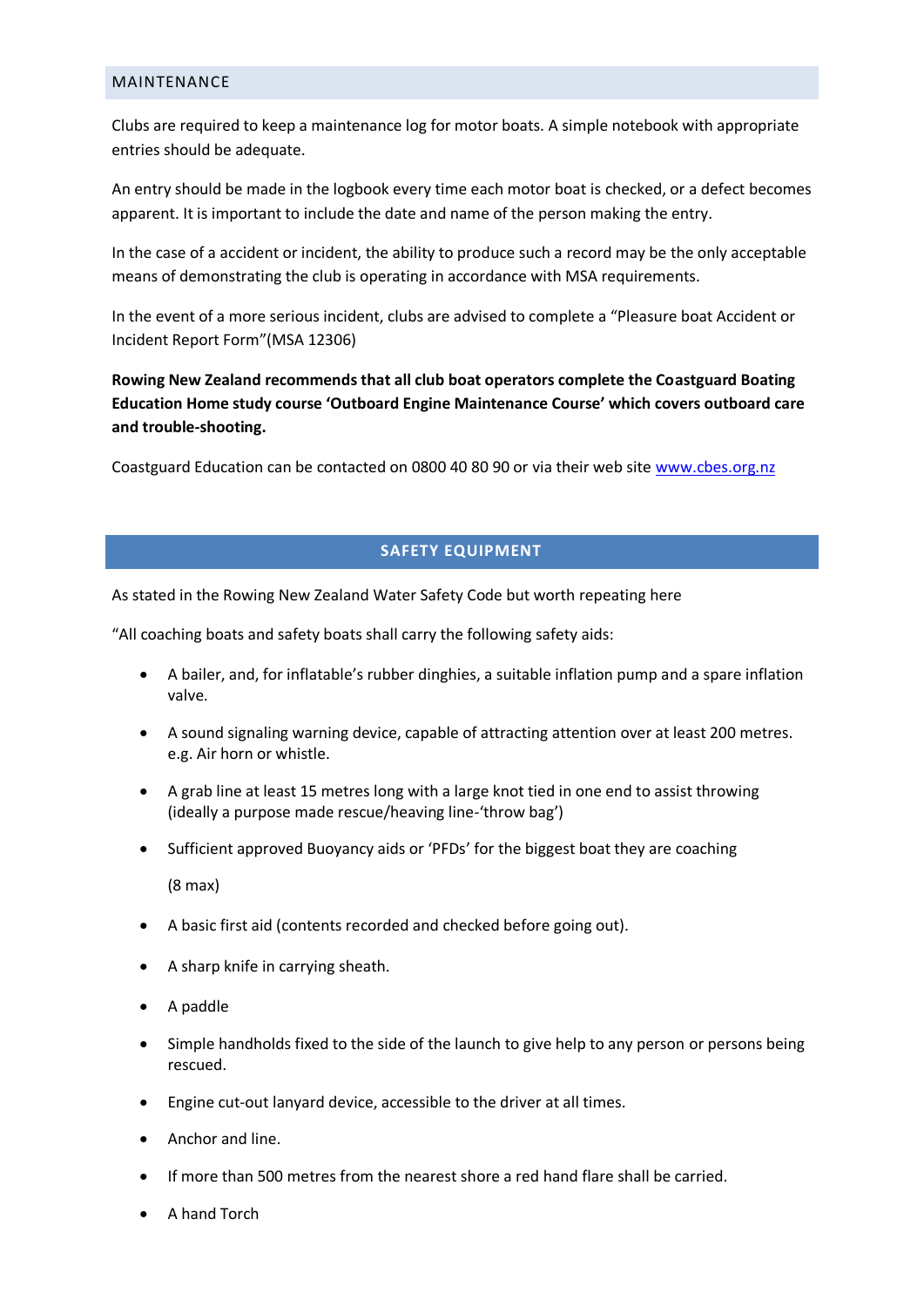## MAINTENANCE

Clubs are required to keep a maintenance log for motor boats. A simple notebook with appropriate entries should be adequate.

An entry should be made in the logbook every time each motor boat is checked, or a defect becomes apparent. It is important to include the date and name of the person making the entry.

In the case of a accident or incident, the ability to produce such a record may be the only acceptable means of demonstrating the club is operating in accordance with MSA requirements.

In the event of a more serious incident, clubs are advised to complete a "Pleasure boat Accident or Incident Report Form"(MSA 12306)

**Rowing New Zealand recommends that all club boat operators complete the Coastguard Boating Education Home study course 'Outboard Engine Maintenance Course' which covers outboard care and trouble-shooting.**

Coastguard Education can be contacted on 0800 40 80 90 or via their web site www.cbes.org.nz

## SAFETY EQUIPMENT

As stated in the Rowing New Zealand Water Safety Code but worth repeating here

"All coaching boats and safety boats shall carry the following safety aids:

- A bailer, and, for inflatable's rubber dinghies, a suitable inflation pump and a spare inflation valve.
- A sound signaling warning device, capable of attracting attention over at least 200 metres. e.g. Air horn or whistle.
- A grab line at least 15 metres long with a large knot tied in one end to assist throwing (ideally a purpose made rescue/heaving line-'throw bag')
- Sufficient approved Buoyancy aids or 'PFDs' for the biggest boat they are coaching

  (8 max)
- A basic first aid (contents recorded and checked before going out).
- A sharp knife in carrying sheath.
- A paddle
- Simple handholds fixed to the side of the launch to give help to any person or persons being rescued.
- Engine cut-out lanyard device, accessible to the driver at all times.
- Anchor and line.
- If more than 500 metres from the nearest shore a red hand flare shall be carried.
- A hand Torch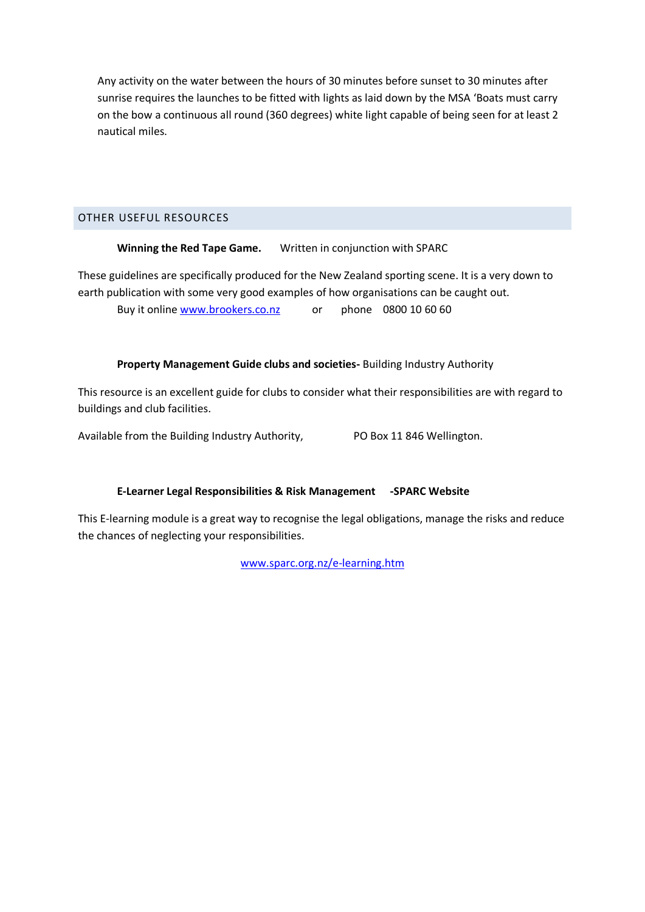Any activity on the water between the hours of 30 minutes before sunset to 30 minutes after sunrise requires the launches to be fitted with lights as laid down by the MSA 'Boats must carry on the bow a continuous all round (360 degrees) white light capable of being seen for at least 2 nautical miles.

## OTHER USEFUL RESOURCES

**Winning the Red Tape Game.** Written in conjunction with SPARC

These guidelines are specifically produced for the New Zealand sporting scene. It is a very down to earth publication with some very good examples of how organisations can be caught out.

Buy it online www.brookers.co.nz or phone 0800 10 60 60

**Property Management Guide clubs and societies-** Building Industry Authority

This resource is an excellent guide for clubs to consider what their responsibilities are with regard to buildings and club facilities.

Available from the Building Industry Authority, PO Box 11 846 Wellington.

**E-Learner Legal Responsibilities & Risk Management -SPARC Website**

This E-learning module is a great way to recognise the legal obligations, manage the risks and reduce the chances of neglecting your responsibilities.

www.sparc.org.nz/e-learning.htm